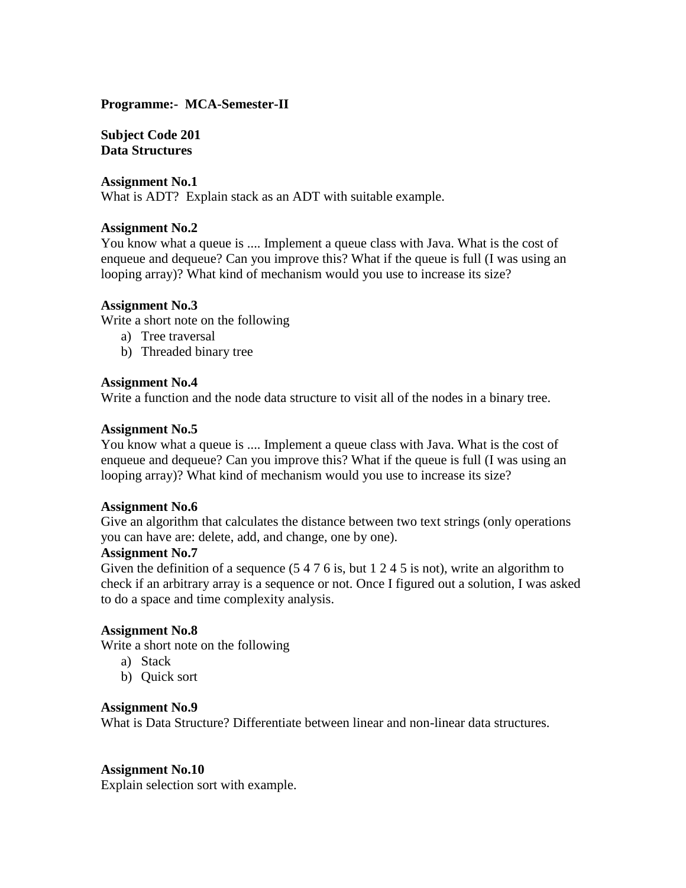**Programme:- MCA-Semester-II**

**Subject Code 201**
**Data Structures**

**Assignment No.1**
What is ADT? Explain stack as an ADT with suitable example.

**Assignment No.2**
You know what a queue is .... Implement a queue class with Java. What is the cost of enqueue and dequeue? Can you improve this? What if the queue is full (I was using an looping array)? What kind of mechanism would you use to increase its size?

**Assignment No.3**
Write a short note on the following

a) Tree traversal
b) Threaded binary tree

**Assignment No.4**
Write a function and the node data structure to visit all of the nodes in a binary tree.

**Assignment No.5**
You know what a queue is .... Implement a queue class with Java. What is the cost of enqueue and dequeue? Can you improve this? What if the queue is full (I was using an looping array)? What kind of mechanism would you use to increase its size?

**Assignment No.6**
Give an algorithm that calculates the distance between two text strings (only operations you can have are: delete, add, and change, one by one).

**Assignment No.7**
Given the definition of a sequence (5 4 7 6 is, but 1 2 4 5 is not), write an algorithm to check if an arbitrary array is a sequence or not. Once I figured out a solution, I was asked to do a space and time complexity analysis.

**Assignment No.8**
Write a short note on the following

a) Stack
b) Quick sort

**Assignment No.9**
What is Data Structure? Differentiate between linear and non-linear data structures.

**Assignment No.10**
Explain selection sort with example.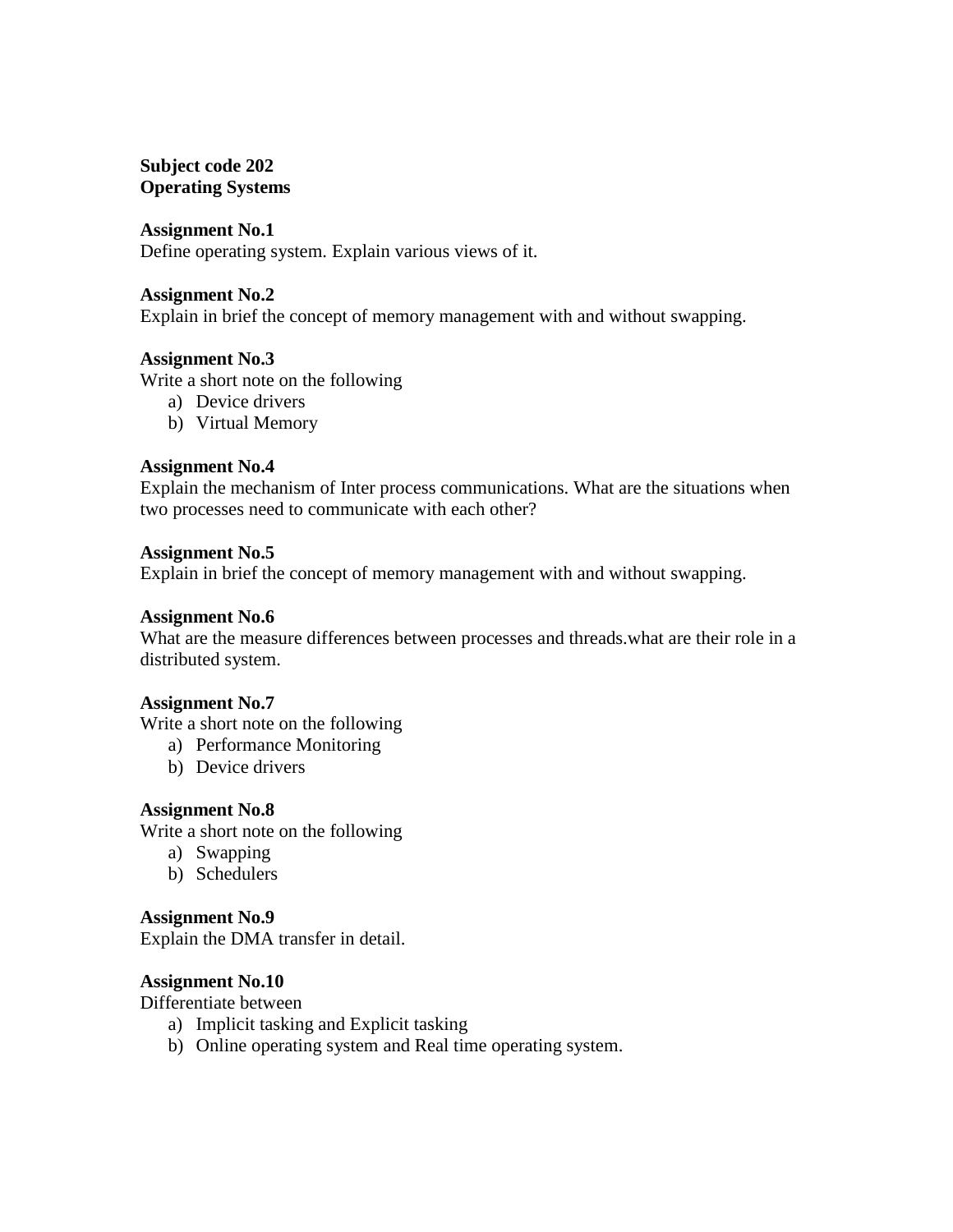**Subject code 202**
**Operating Systems**

**Assignment No.1**
Define operating system. Explain various views of it.

**Assignment No.2**
Explain in brief the concept of memory management with and without swapping.

**Assignment No.3**
Write a short note on the following

a) Device drivers
b) Virtual Memory

**Assignment No.4**
Explain the mechanism of Inter process communications. What are the situations when two processes need to communicate with each other?

**Assignment No.5**
Explain in brief the concept of memory management with and without swapping.

**Assignment No.6**
What are the measure differences between processes and threads.what are their role in a distributed system.

**Assignment No.7**
Write a short note on the following

a) Performance Monitoring
b) Device drivers

**Assignment No.8**
Write a short note on the following

a) Swapping
b) Schedulers

**Assignment No.9**
Explain the DMA transfer in detail.

**Assignment No.10**
Differentiate between

a) Implicit tasking and Explicit tasking
b) Online operating system and Real time operating system.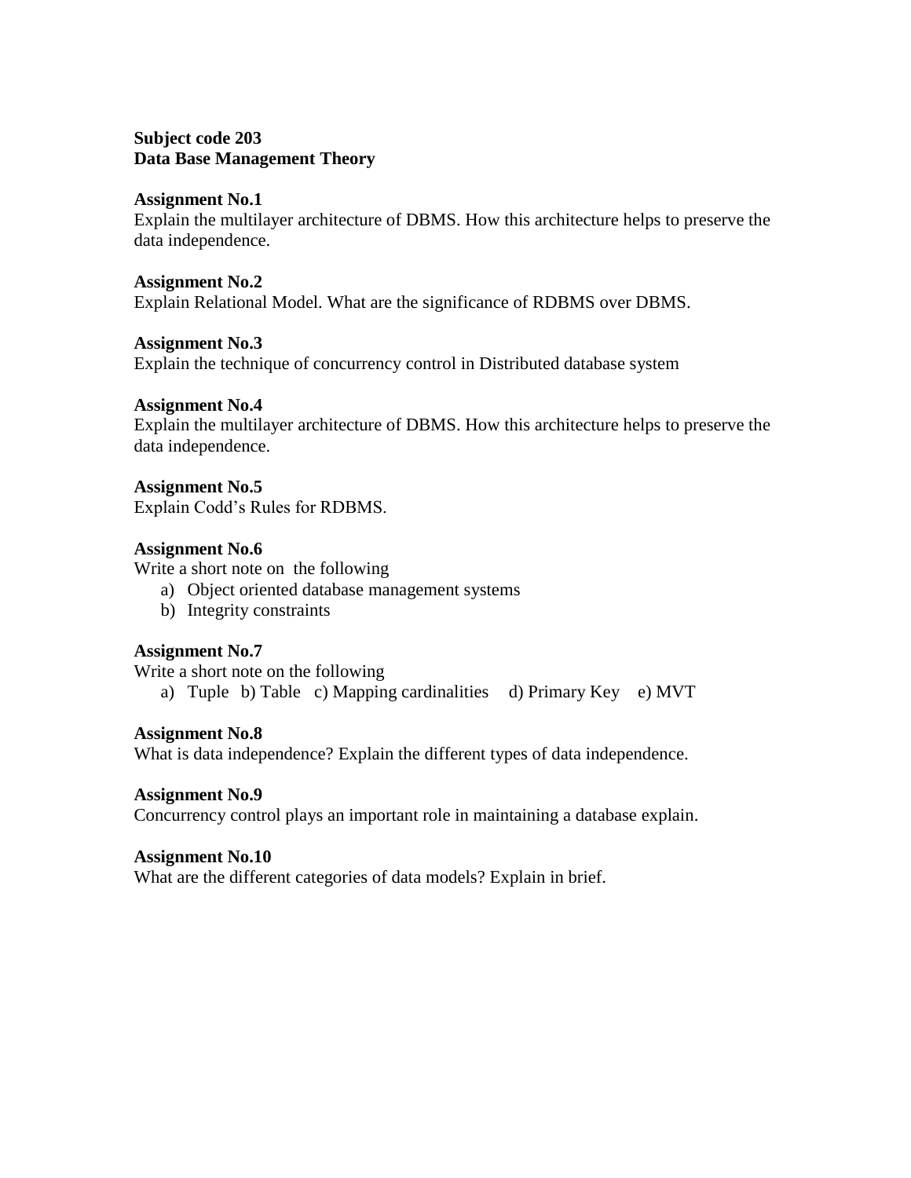**Subject code 203**
**Data Base Management Theory**

**Assignment No.1**
Explain the multilayer architecture of DBMS. How this architecture helps to preserve the data independence.

**Assignment No.2**
Explain Relational Model. What are the significance of RDBMS over DBMS.

**Assignment No.3**
Explain the technique of concurrency control in Distributed database system

**Assignment No.4**
Explain the multilayer architecture of DBMS. How this architecture helps to preserve the data independence.

**Assignment No.5**
Explain Codd's Rules for RDBMS.

**Assignment No.6**
Write a short note on the following

a) Object oriented database management systems
b) Integrity constraints

**Assignment No.7**
Write a short note on the following

a) Tuple b) Table c) Mapping cardinalities d) Primary Key e) MVT

**Assignment No.8**
What is data independence? Explain the different types of data independence.

**Assignment No.9**
Concurrency control plays an important role in maintaining a database explain.

**Assignment No.10**
What are the different categories of data models? Explain in brief.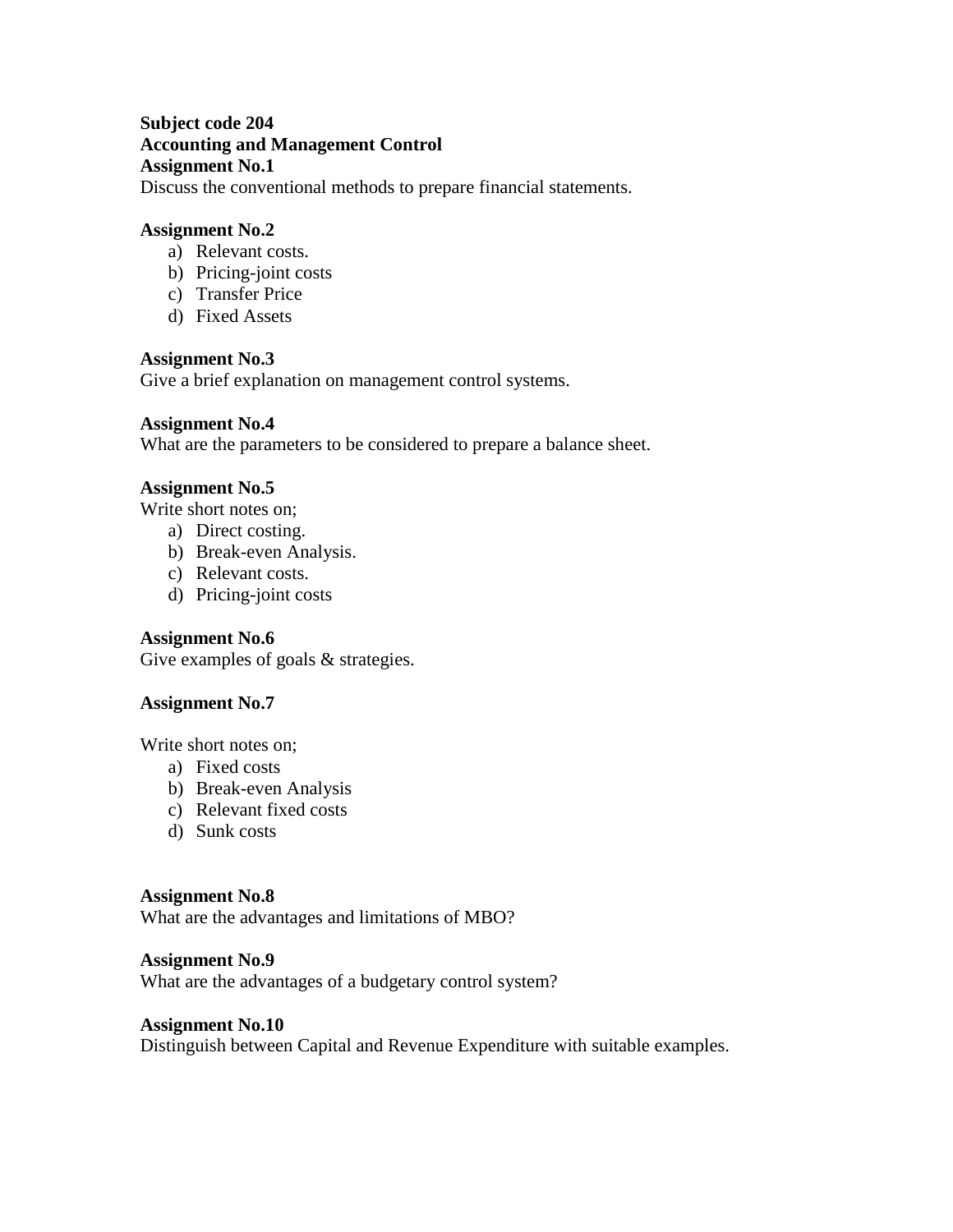**Subject code 204**

**Accounting and Management Control**

**Assignment No.1**

Discuss the conventional methods to prepare financial statements.

**Assignment No.2**

a) Relevant costs.
b) Pricing-joint costs
c) Transfer Price
d) Fixed Assets

**Assignment No.3**

Give a brief explanation on management control systems.

**Assignment No.4**

What are the parameters to be considered to prepare a balance sheet.

**Assignment No.5**

Write short notes on;

a) Direct costing.
b) Break-even Analysis.
c) Relevant costs.
d) Pricing-joint costs

**Assignment No.6**

Give examples of goals & strategies.

**Assignment No.7**

Write short notes on;

a) Fixed costs
b) Break-even Analysis
c) Relevant fixed costs
d) Sunk costs

**Assignment No.8**

What are the advantages and limitations of MBO?

**Assignment No.9**

What are the advantages of a budgetary control system?

**Assignment No.10**

Distinguish between Capital and Revenue Expenditure with suitable examples.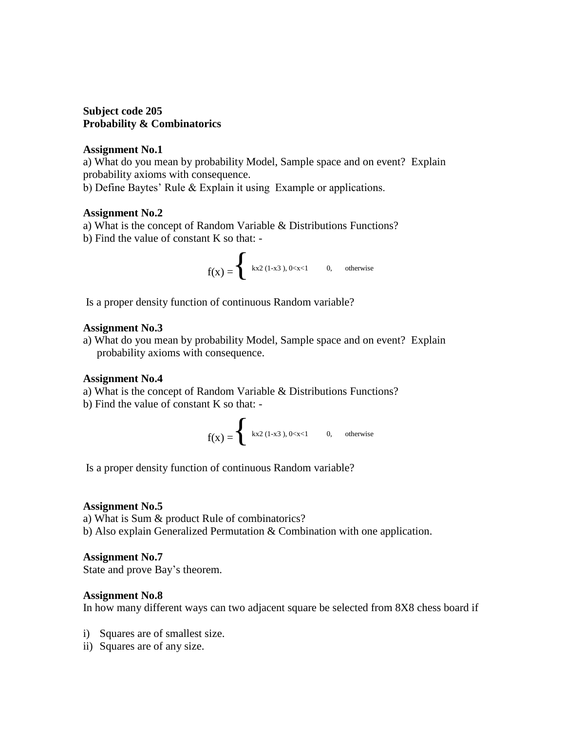**Subject code 205**
**Probability & Combinatorics**

**Assignment No.1**

a) What do you mean by probability Model, Sample space and on event? Explain probability axioms with consequence.

b) Define Baytes' Rule & Explain it using Example or applications.

**Assignment No.2**

a) What is the concept of Random Variable & Distributions Functions?

b) Find the value of constant K so that: -

$$f(x) = \begin{cases} kx2\ (1\text{-}x3\ ),\ 0<x<1 & 0, \quad \text{otherwise} \end{cases}$$

Is a proper density function of continuous Random variable?

**Assignment No.3**

a) What do you mean by probability Model, Sample space and on event? Explain probability axioms with consequence.

**Assignment No.4**

a) What is the concept of Random Variable & Distributions Functions?

b) Find the value of constant K so that: -

$$f(x) = \begin{cases} kx2\ (1\text{-}x3\ ),\ 0<x<1 & 0, \quad \text{otherwise} \end{cases}$$

Is a proper density function of continuous Random variable?

**Assignment No.5**

a) What is Sum & product Rule of combinatorics?

b) Also explain Generalized Permutation & Combination with one application.

**Assignment No.7**

State and prove Bay's theorem.

**Assignment No.8**

In how many different ways can two adjacent square be selected from 8X8 chess board if

i) Squares are of smallest size.
ii) Squares are of any size.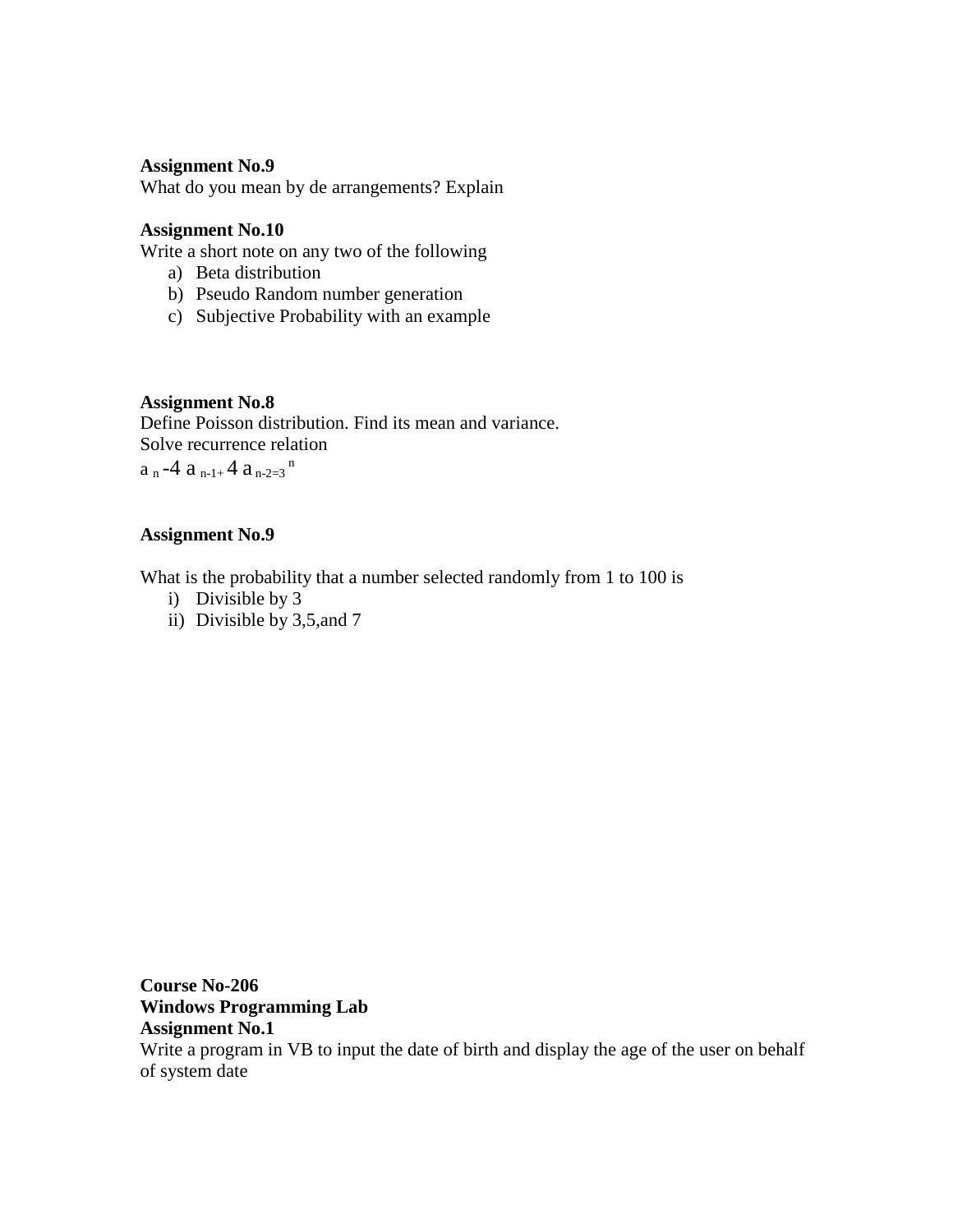**Assignment No.9**

What do you mean by de arrangements? Explain

**Assignment No.10**

Write a short note on any two of the following

a) Beta distribution
b) Pseudo Random number generation
c) Subjective Probability with an example

**Assignment No.8**

Define Poisson distribution. Find its mean and variance.
Solve recurrence relation

$a_n - 4 a_{n-1} + 4 a_{n-2} = 3^n$

**Assignment No.9**

What is the probability that a number selected randomly from 1 to 100 is

i) Divisible by 3
ii) Divisible by 3,5,and 7

**Course No-206**
**Windows Programming Lab**
**Assignment No.1**

Write a program in VB to input the date of birth and display the age of the user on behalf of system date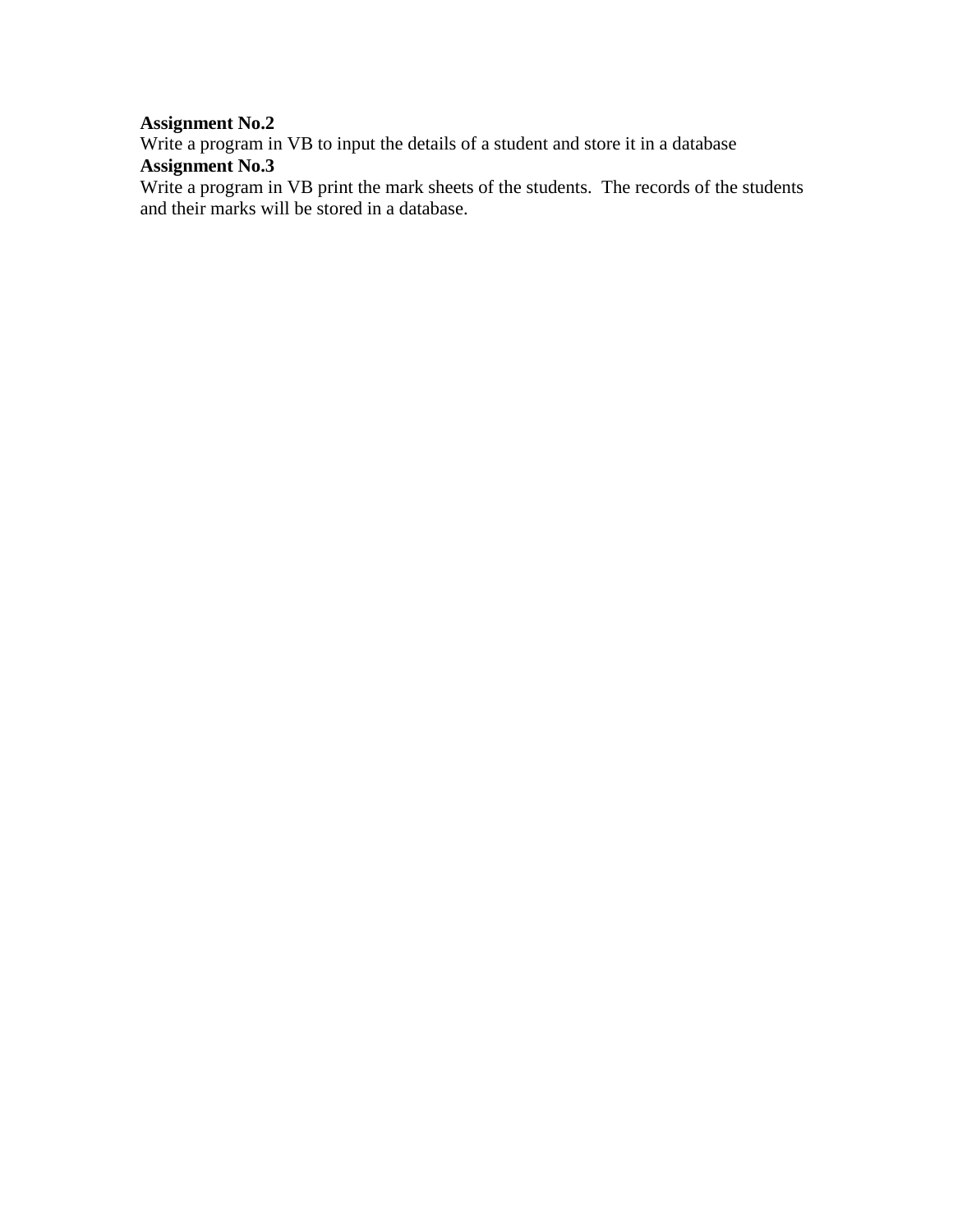**Assignment No.2**
Write a program in VB to input the details of a student and store it in a database
**Assignment No.3**
Write a program in VB print the mark sheets of the students. The records of the students and their marks will be stored in a database.